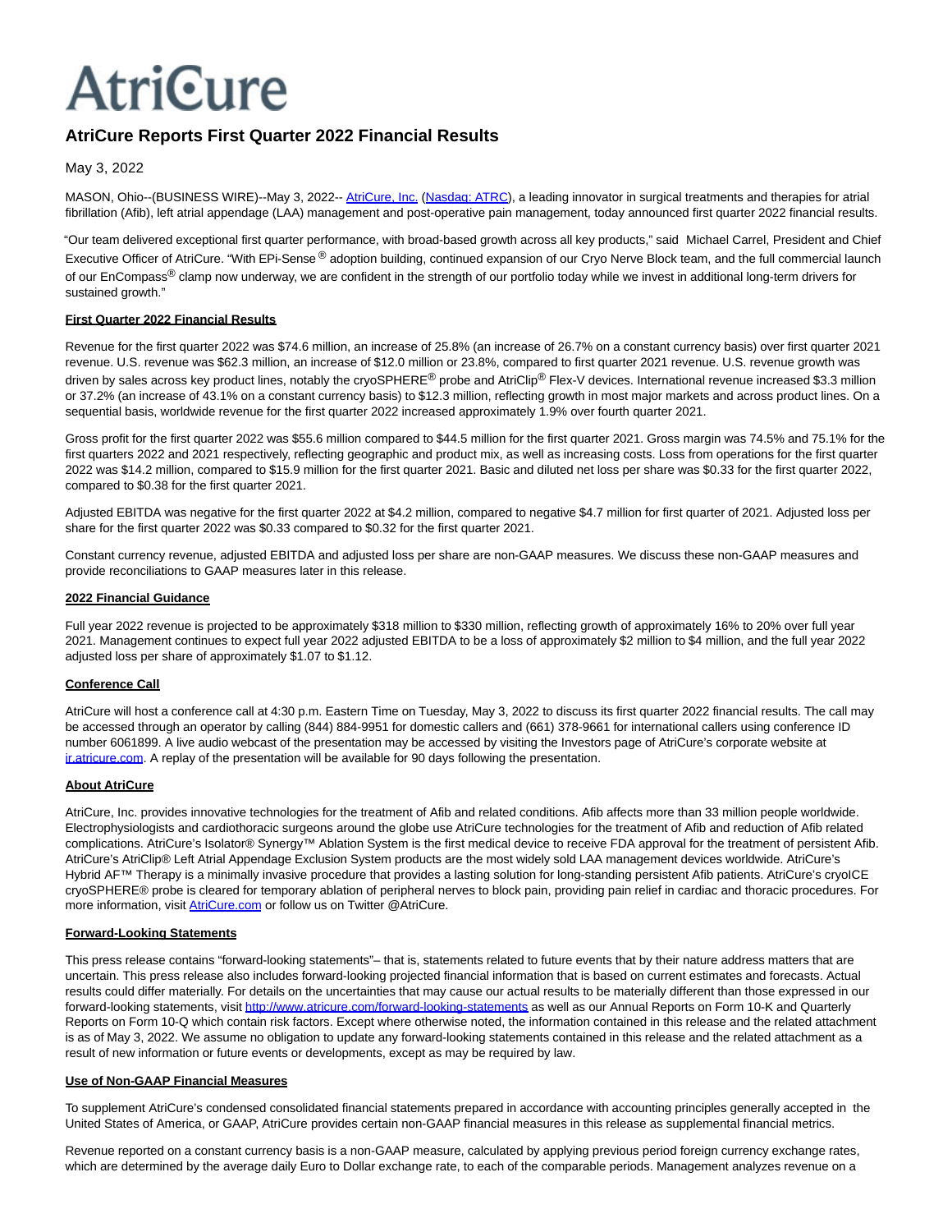# AtriCure

## AtriCure Reports First Quarter 2022 Financial Results

May 3, 2022

MASON, Ohio--(BUSINESS WIRE)--May 3, 2022-- AtriCure, Inc. (Nasdaq: ATRC), a leading innovator in surgical treatments and therapies for atrial fibrillation (Afib), left atrial appendage (LAA) management and post-operative pain management, today announced first quarter 2022 financial results.

"Our team delivered exceptional first quarter performance, with broad-based growth across all key products," said Michael Carrel, President and Chief Executive Officer of AtriCure. "With EPi-Sense® adoption building, continued expansion of our Cryo Nerve Block team, and the full commercial launch of our EnCompass® clamp now underway, we are confident in the strength of our portfolio today while we invest in additional long-term drivers for sustained growth."

**First Quarter 2022 Financial Results**

Revenue for the first quarter 2022 was $74.6 million, an increase of 25.8% (an increase of 26.7% on a constant currency basis) over first quarter 2021 revenue. U.S. revenue was $62.3 million, an increase of $12.0 million or 23.8%, compared to first quarter 2021 revenue. U.S. revenue growth was driven by sales across key product lines, notably the cryoSPHERE® probe and AtriClip® Flex-V devices. International revenue increased $3.3 million or 37.2% (an increase of 43.1% on a constant currency basis) to $12.3 million, reflecting growth in most major markets and across product lines. On a sequential basis, worldwide revenue for the first quarter 2022 increased approximately 1.9% over fourth quarter 2021.

Gross profit for the first quarter 2022 was $55.6 million compared to $44.5 million for the first quarter 2021. Gross margin was 74.5% and 75.1% for the first quarters 2022 and 2021 respectively, reflecting geographic and product mix, as well as increasing costs. Loss from operations for the first quarter 2022 was $14.2 million, compared to $15.9 million for the first quarter 2021. Basic and diluted net loss per share was $0.33 for the first quarter 2022, compared to $0.38 for the first quarter 2021.

Adjusted EBITDA was negative for the first quarter 2022 at $4.2 million, compared to negative $4.7 million for first quarter of 2021. Adjusted loss per share for the first quarter 2022 was $0.33 compared to $0.32 for the first quarter 2021.

Constant currency revenue, adjusted EBITDA and adjusted loss per share are non-GAAP measures. We discuss these non-GAAP measures and provide reconciliations to GAAP measures later in this release.

**2022 Financial Guidance**

Full year 2022 revenue is projected to be approximately $318 million to $330 million, reflecting growth of approximately 16% to 20% over full year 2021. Management continues to expect full year 2022 adjusted EBITDA to be a loss of approximately $2 million to $4 million, and the full year 2022 adjusted loss per share of approximately $1.07 to $1.12.

**Conference Call**

AtriCure will host a conference call at 4:30 p.m. Eastern Time on Tuesday, May 3, 2022 to discuss its first quarter 2022 financial results. The call may be accessed through an operator by calling (844) 884-9951 for domestic callers and (661) 378-9661 for international callers using conference ID number 6061899. A live audio webcast of the presentation may be accessed by visiting the Investors page of AtriCure's corporate website at ir.atricure.com. A replay of the presentation will be available for 90 days following the presentation.

**About AtriCure**

AtriCure, Inc. provides innovative technologies for the treatment of Afib and related conditions. Afib affects more than 33 million people worldwide. Electrophysiologists and cardiothoracic surgeons around the globe use AtriCure technologies for the treatment of Afib and reduction of Afib related complications. AtriCure's Isolator® Synergy™ Ablation System is the first medical device to receive FDA approval for the treatment of persistent Afib. AtriCure's AtriClip® Left Atrial Appendage Exclusion System products are the most widely sold LAA management devices worldwide. AtriCure's Hybrid AF™ Therapy is a minimally invasive procedure that provides a lasting solution for long-standing persistent Afib patients. AtriCure's cryoICE cryoSPHERE® probe is cleared for temporary ablation of peripheral nerves to block pain, providing pain relief in cardiac and thoracic procedures. For more information, visit AtriCure.com or follow us on Twitter @AtriCure.

**Forward-Looking Statements**

This press release contains "forward-looking statements"– that is, statements related to future events that by their nature address matters that are uncertain. This press release also includes forward-looking projected financial information that is based on current estimates and forecasts. Actual results could differ materially. For details on the uncertainties that may cause our actual results to be materially different than those expressed in our forward-looking statements, visit http://www.atricure.com/forward-looking-statements as well as our Annual Reports on Form 10-K and Quarterly Reports on Form 10-Q which contain risk factors. Except where otherwise noted, the information contained in this release and the related attachment is as of May 3, 2022. We assume no obligation to update any forward-looking statements contained in this release and the related attachment as a result of new information or future events or developments, except as may be required by law.

**Use of Non-GAAP Financial Measures**

To supplement AtriCure's condensed consolidated financial statements prepared in accordance with accounting principles generally accepted in the United States of America, or GAAP, AtriCure provides certain non-GAAP financial measures in this release as supplemental financial metrics.

Revenue reported on a constant currency basis is a non-GAAP measure, calculated by applying previous period foreign currency exchange rates, which are determined by the average daily Euro to Dollar exchange rate, to each of the comparable periods. Management analyzes revenue on a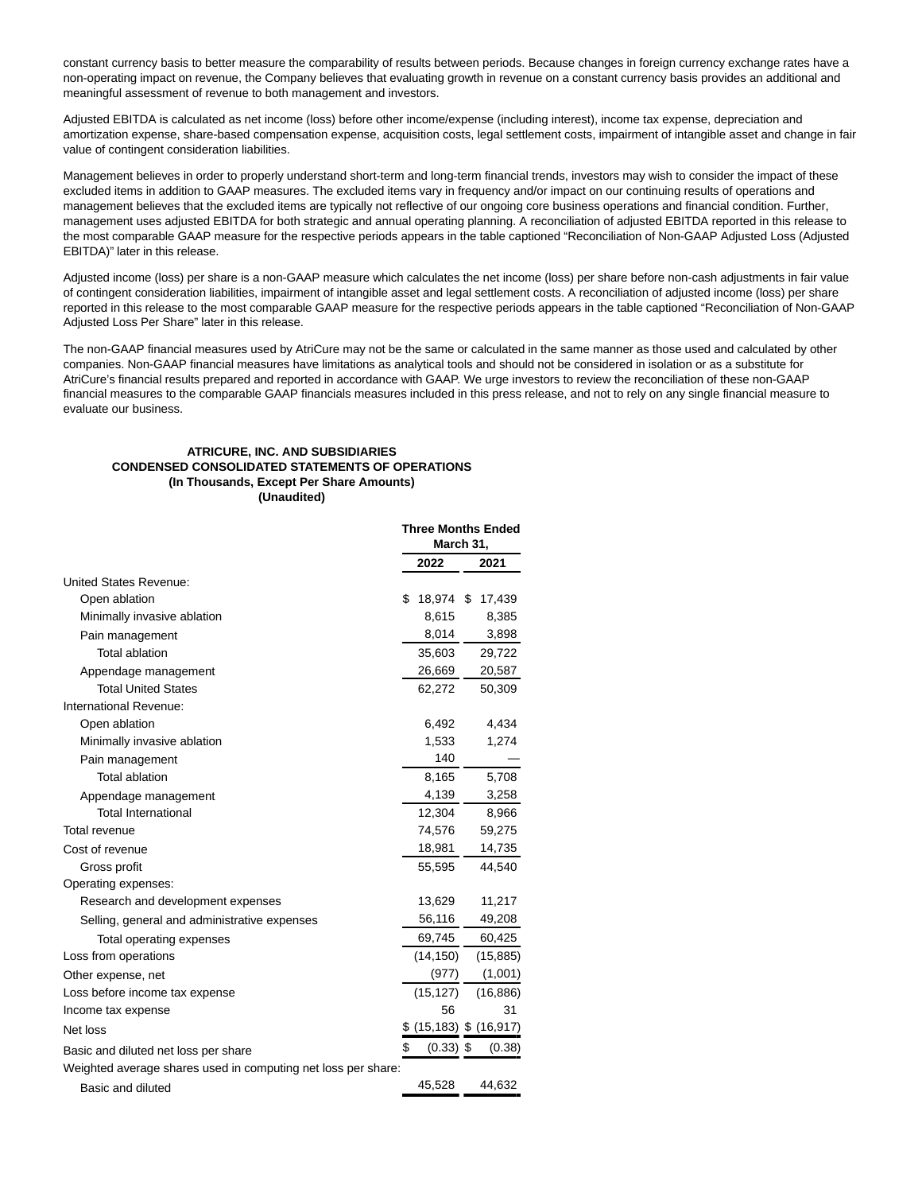constant currency basis to better measure the comparability of results between periods. Because changes in foreign currency exchange rates have a non-operating impact on revenue, the Company believes that evaluating growth in revenue on a constant currency basis provides an additional and meaningful assessment of revenue to both management and investors.

Adjusted EBITDA is calculated as net income (loss) before other income/expense (including interest), income tax expense, depreciation and amortization expense, share-based compensation expense, acquisition costs, legal settlement costs, impairment of intangible asset and change in fair value of contingent consideration liabilities.

Management believes in order to properly understand short-term and long-term financial trends, investors may wish to consider the impact of these excluded items in addition to GAAP measures. The excluded items vary in frequency and/or impact on our continuing results of operations and management believes that the excluded items are typically not reflective of our ongoing core business operations and financial condition. Further, management uses adjusted EBITDA for both strategic and annual operating planning. A reconciliation of adjusted EBITDA reported in this release to the most comparable GAAP measure for the respective periods appears in the table captioned "Reconciliation of Non-GAAP Adjusted Loss (Adjusted EBITDA)" later in this release.

Adjusted income (loss) per share is a non-GAAP measure which calculates the net income (loss) per share before non-cash adjustments in fair value of contingent consideration liabilities, impairment of intangible asset and legal settlement costs. A reconciliation of adjusted income (loss) per share reported in this release to the most comparable GAAP measure for the respective periods appears in the table captioned "Reconciliation of Non-GAAP Adjusted Loss Per Share" later in this release.

The non-GAAP financial measures used by AtriCure may not be the same or calculated in the same manner as those used and calculated by other companies. Non-GAAP financial measures have limitations as analytical tools and should not be considered in isolation or as a substitute for AtriCure's financial results prepared and reported in accordance with GAAP. We urge investors to review the reconciliation of these non-GAAP financial measures to the comparable GAAP financials measures included in this press release, and not to rely on any single financial measure to evaluate our business.

**ATRICURE, INC. AND SUBSIDIARIES**
**CONDENSED CONSOLIDATED STATEMENTS OF OPERATIONS**
**(In Thousands, Except Per Share Amounts)**
**(Unaudited)**

| | Three Months Ended March 31, | |
|---|---|---|
| | 2022 | 2021 |
| United States Revenue: | | |
| Open ablation | $ 18,974 | $ 17,439 |
| Minimally invasive ablation | 8,615 | 8,385 |
| Pain management | 8,014 | 3,898 |
| Total ablation | 35,603 | 29,722 |
| Appendage management | 26,669 | 20,587 |
| Total United States | 62,272 | 50,309 |
| International Revenue: | | |
| Open ablation | 6,492 | 4,434 |
| Minimally invasive ablation | 1,533 | 1,274 |
| Pain management | 140 | — |
| Total ablation | 8,165 | 5,708 |
| Appendage management | 4,139 | 3,258 |
| Total International | 12,304 | 8,966 |
| Total revenue | 74,576 | 59,275 |
| Cost of revenue | 18,981 | 14,735 |
| Gross profit | 55,595 | 44,540 |
| Operating expenses: | | |
| Research and development expenses | 13,629 | 11,217 |
| Selling, general and administrative expenses | 56,116 | 49,208 |
| Total operating expenses | 69,745 | 60,425 |
| Loss from operations | (14,150) | (15,885) |
| Other expense, net | (977) | (1,001) |
| Loss before income tax expense | (15,127) | (16,886) |
| Income tax expense | 56 | 31 |
| Net loss | $ (15,183) | $ (16,917) |
| Basic and diluted net loss per share | $ (0.33) | $ (0.38) |
| Weighted average shares used in computing net loss per share: | | |
| Basic and diluted | 45,528 | 44,632 |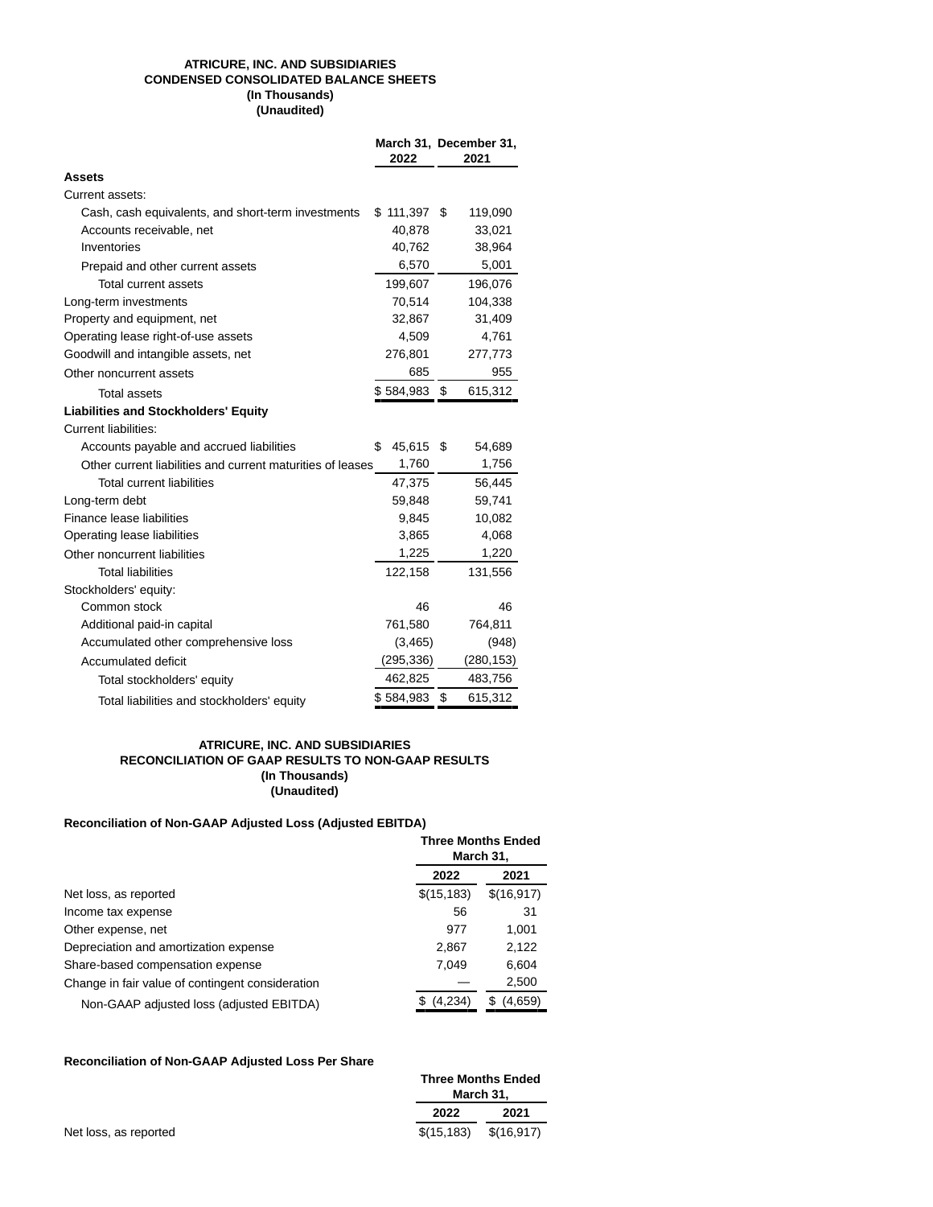**ATRICURE, INC. AND SUBSIDIARIES**
**CONDENSED CONSOLIDATED BALANCE SHEETS**
**(In Thousands)**
**(Unaudited)**

| | March 31, 2022 | December 31, 2021 |
|---|---|---|
| **Assets** | | |
| Current assets: | | |
| Cash, cash equivalents, and short-term investments | $ 111,397 | $ 119,090 |
| Accounts receivable, net | 40,878 | 33,021 |
| Inventories | 40,762 | 38,964 |
| Prepaid and other current assets | 6,570 | 5,001 |
| Total current assets | 199,607 | 196,076 |
| Long-term investments | 70,514 | 104,338 |
| Property and equipment, net | 32,867 | 31,409 |
| Operating lease right-of-use assets | 4,509 | 4,761 |
| Goodwill and intangible assets, net | 276,801 | 277,773 |
| Other noncurrent assets | 685 | 955 |
| Total assets | $ 584,983 | $ 615,312 |
| **Liabilities and Stockholders' Equity** | | |
| Current liabilities: | | |
| Accounts payable and accrued liabilities | $ 45,615 | $ 54,689 |
| Other current liabilities and current maturities of leases | 1,760 | 1,756 |
| Total current liabilities | 47,375 | 56,445 |
| Long-term debt | 59,848 | 59,741 |
| Finance lease liabilities | 9,845 | 10,082 |
| Operating lease liabilities | 3,865 | 4,068 |
| Other noncurrent liabilities | 1,225 | 1,220 |
| Total liabilities | 122,158 | 131,556 |
| Stockholders' equity: | | |
| Common stock | 46 | 46 |
| Additional paid-in capital | 761,580 | 764,811 |
| Accumulated other comprehensive loss | (3,465) | (948) |
| Accumulated deficit | (295,336) | (280,153) |
| Total stockholders' equity | 462,825 | 483,756 |
| Total liabilities and stockholders' equity | $ 584,983 | $ 615,312 |

**ATRICURE, INC. AND SUBSIDIARIES**
**RECONCILIATION OF GAAP RESULTS TO NON-GAAP RESULTS**
**(In Thousands)**
**(Unaudited)**

**Reconciliation of Non-GAAP Adjusted Loss (Adjusted EBITDA)**

| | Three Months Ended March 31, | |
|---|---|---|
| | 2022 | 2021 |
| Net loss, as reported | $(15,183) | $(16,917) |
| Income tax expense | 56 | 31 |
| Other expense, net | 977 | 1,001 |
| Depreciation and amortization expense | 2,867 | 2,122 |
| Share-based compensation expense | 7,049 | 6,604 |
| Change in fair value of contingent consideration | — | 2,500 |
| Non-GAAP adjusted loss (adjusted EBITDA) | $ (4,234) | $ (4,659) |

**Reconciliation of Non-GAAP Adjusted Loss Per Share**

| | Three Months Ended March 31, | |
|---|---|---|
| | 2022 | 2021 |
| Net loss, as reported | $(15,183) | $(16,917) |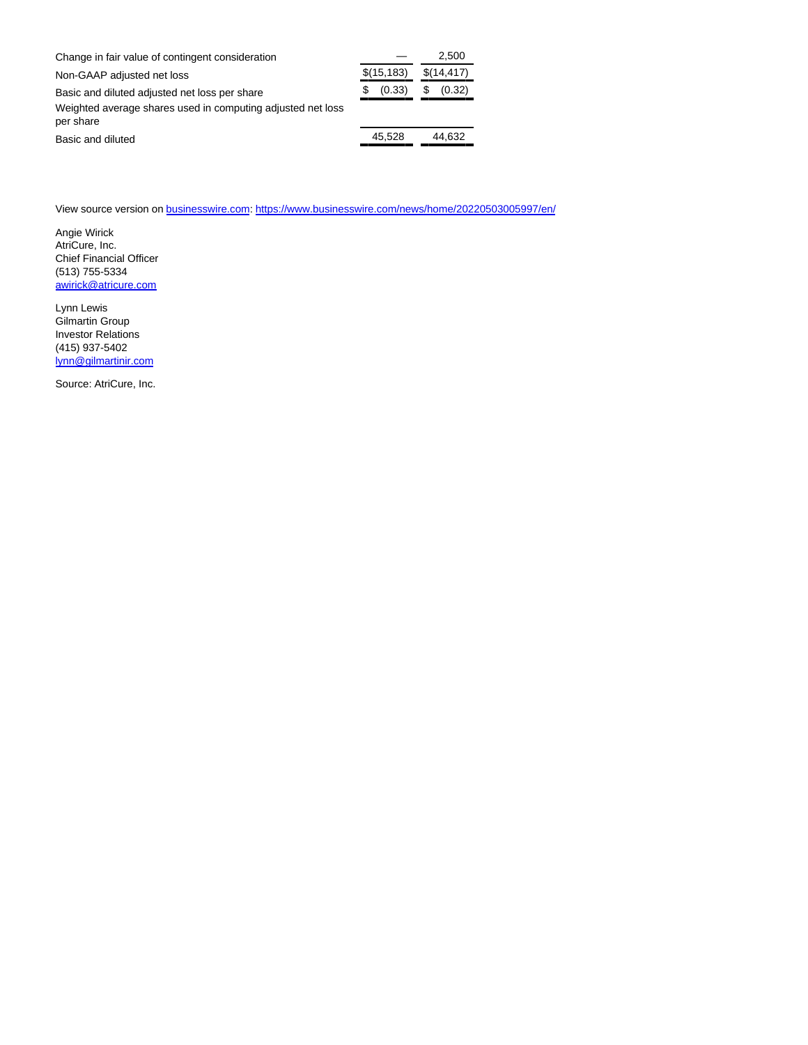| | | |
|---|---|---|
| Change in fair value of contingent consideration | — | 2,500 |
| Non-GAAP adjusted net loss | $(15,183) | $(14,417) |
| Basic and diluted adjusted net loss per share | $ (0.33) | $ (0.32) |
| Weighted average shares used in computing adjusted net loss per share | | |
| Basic and diluted | 45,528 | 44,632 |

View source version on businesswire.com: https://www.businesswire.com/news/home/20220503005997/en/

Angie Wirick
AtriCure, Inc.
Chief Financial Officer
(513) 755-5334
awirick@atricure.com

Lynn Lewis
Gilmartin Group
Investor Relations
(415) 937-5402
lynn@gilmartinir.com

Source: AtriCure, Inc.